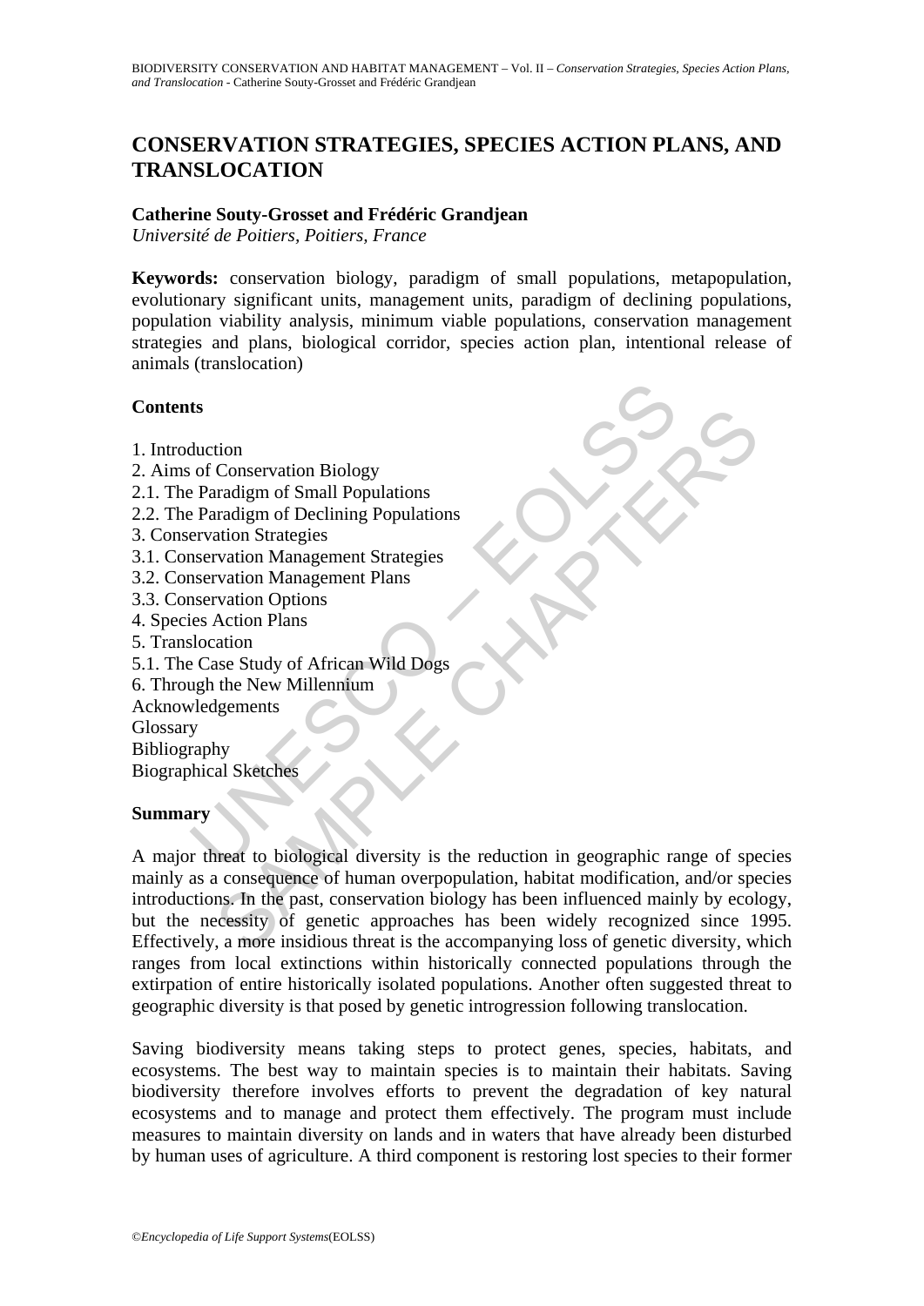# CONSERVATION STRATEGIES, SPECIES ACTION PLANS, AND TRANSLOCATION

**Catherine Souty-Grosset and Frédéric Grandjean**

*Université de Poitiers, Poitiers, France*

**Keywords:** conservation biology, paradigm of small populations, metapopulation, evolutionary significant units, management units, paradigm of declining populations, population viability analysis, minimum viable populations, conservation management strategies and plans, biological corridor, species action plan, intentional release of animals (translocation)

## Contents

1. Introduction
2. Aims of Conservation Biology
2.1. The Paradigm of Small Populations
2.2. The Paradigm of Declining Populations
3. Conservation Strategies
3.1. Conservation Management Strategies
3.2. Conservation Management Plans
3.3. Conservation Options
4. Species Action Plans
5. Translocation
5.1. The Case Study of African Wild Dogs
6. Through the New Millennium

Acknowledgements
Glossary
Bibliography
Biographical Sketches

## Summary

A major threat to biological diversity is the reduction in geographic range of species mainly as a consequence of human overpopulation, habitat modification, and/or species introductions. In the past, conservation biology has been influenced mainly by ecology, but the necessity of genetic approaches has been widely recognized since 1995. Effectively, a more insidious threat is the accompanying loss of genetic diversity, which ranges from local extinctions within historically connected populations through the extirpation of entire historically isolated populations. Another often suggested threat to geographic diversity is that posed by genetic introgression following translocation.

Saving biodiversity means taking steps to protect genes, species, habitats, and ecosystems. The best way to maintain species is to maintain their habitats. Saving biodiversity therefore involves efforts to prevent the degradation of key natural ecosystems and to manage and protect them effectively. The program must include measures to maintain diversity on lands and in waters that have already been disturbed by human uses of agriculture. A third component is restoring lost species to their former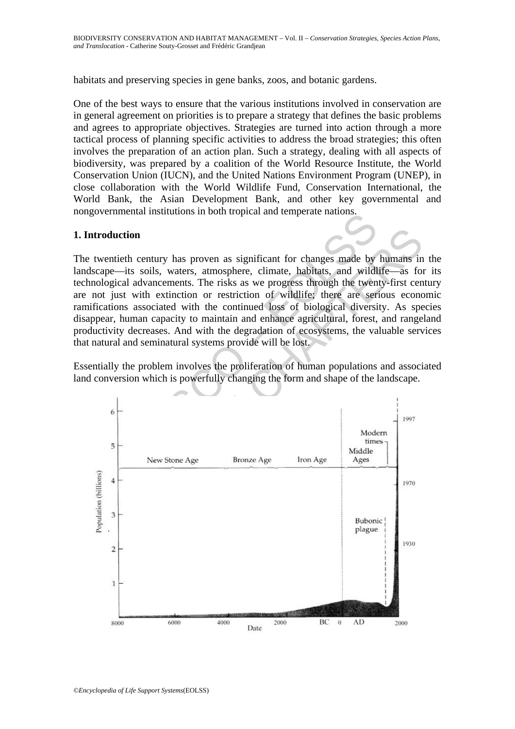habitats and preserving species in gene banks, zoos, and botanic gardens.

One of the best ways to ensure that the various institutions involved in conservation are in general agreement on priorities is to prepare a strategy that defines the basic problems and agrees to appropriate objectives. Strategies are turned into action through a more tactical process of planning specific activities to address the broad strategies; this often involves the preparation of an action plan. Such a strategy, dealing with all aspects of biodiversity, was prepared by a coalition of the World Resource Institute, the World Conservation Union (IUCN), and the United Nations Environment Program (UNEP), in close collaboration with the World Wildlife Fund, Conservation International, the World Bank, the Asian Development Bank, and other key governmental and nongovernmental institutions in both tropical and temperate nations.

## 1. Introduction

The twentieth century has proven as significant for changes made by humans in the landscape—its soils, waters, atmosphere, climate, habitats, and wildlife—as for its technological advancements. The risks as we progress through the twenty-first century are not just with extinction or restriction of wildlife; there are serious economic ramifications associated with the continued loss of biological diversity. As species disappear, human capacity to maintain and enhance agricultural, forest, and rangeland productivity decreases. And with the degradation of ecosystems, the valuable services that natural and seminatural systems provide will be lost.

Essentially the problem involves the proliferation of human populations and associated land conversion which is powerfully changing the form and shape of the landscape.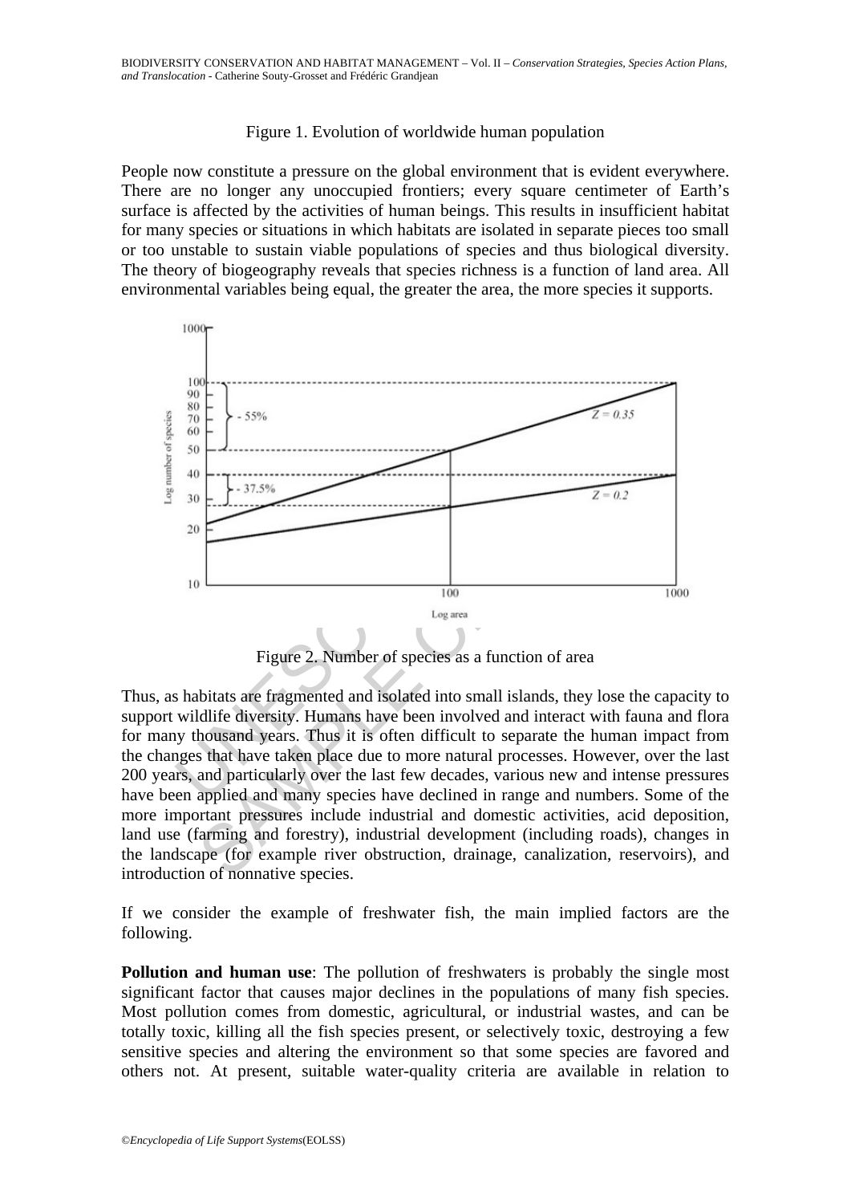Figure 1. Evolution of worldwide human population

People now constitute a pressure on the global environment that is evident everywhere. There are no longer any unoccupied frontiers; every square centimeter of Earth's surface is affected by the activities of human beings. This results in insufficient habitat for many species or situations in which habitats are isolated in separate pieces too small or too unstable to sustain viable populations of species and thus biological diversity. The theory of biogeography reveals that species richness is a function of land area. All environmental variables being equal, the greater the area, the more species it supports.

Figure 2. Number of species as a function of area

Thus, as habitats are fragmented and isolated into small islands, they lose the capacity to support wildlife diversity. Humans have been involved and interact with fauna and flora for many thousand years. Thus it is often difficult to separate the human impact from the changes that have taken place due to more natural processes. However, over the last 200 years, and particularly over the last few decades, various new and intense pressures have been applied and many species have declined in range and numbers. Some of the more important pressures include industrial and domestic activities, acid deposition, land use (farming and forestry), industrial development (including roads), changes in the landscape (for example river obstruction, drainage, canalization, reservoirs), and introduction of nonnative species.

If we consider the example of freshwater fish, the main implied factors are the following.

**Pollution and human use**: The pollution of freshwaters is probably the single most significant factor that causes major declines in the populations of many fish species. Most pollution comes from domestic, agricultural, or industrial wastes, and can be totally toxic, killing all the fish species present, or selectively toxic, destroying a few sensitive species and altering the environment so that some species are favored and others not. At present, suitable water-quality criteria are available in relation to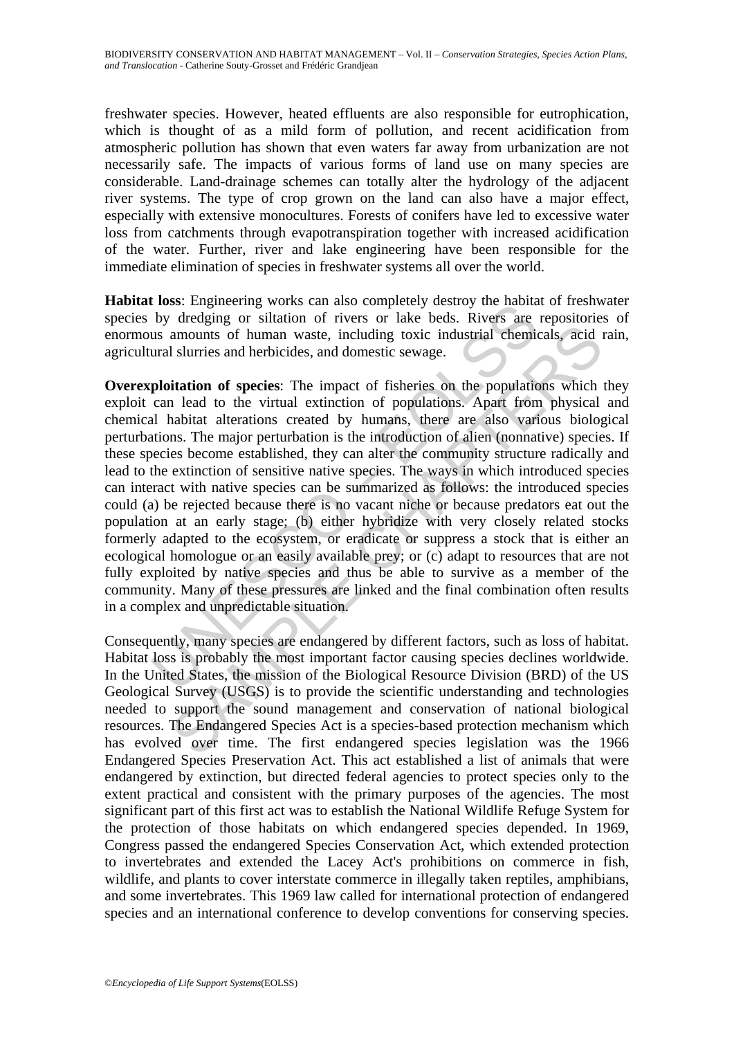freshwater species. However, heated effluents are also responsible for eutrophication, which is thought of as a mild form of pollution, and recent acidification from atmospheric pollution has shown that even waters far away from urbanization are not necessarily safe. The impacts of various forms of land use on many species are considerable. Land-drainage schemes can totally alter the hydrology of the adjacent river systems. The type of crop grown on the land can also have a major effect, especially with extensive monocultures. Forests of conifers have led to excessive water loss from catchments through evapotranspiration together with increased acidification of the water. Further, river and lake engineering have been responsible for the immediate elimination of species in freshwater systems all over the world.

**Habitat loss**: Engineering works can also completely destroy the habitat of freshwater species by dredging or siltation of rivers or lake beds. Rivers are repositories of enormous amounts of human waste, including toxic industrial chemicals, acid rain, agricultural slurries and herbicides, and domestic sewage.

**Overexploitation of species**: The impact of fisheries on the populations which they exploit can lead to the virtual extinction of populations. Apart from physical and chemical habitat alterations created by humans, there are also various biological perturbations. The major perturbation is the introduction of alien (nonnative) species. If these species become established, they can alter the community structure radically and lead to the extinction of sensitive native species. The ways in which introduced species can interact with native species can be summarized as follows: the introduced species could (a) be rejected because there is no vacant niche or because predators eat out the population at an early stage; (b) either hybridize with very closely related stocks formerly adapted to the ecosystem, or eradicate or suppress a stock that is either an ecological homologue or an easily available prey; or (c) adapt to resources that are not fully exploited by native species and thus be able to survive as a member of the community. Many of these pressures are linked and the final combination often results in a complex and unpredictable situation.

Consequently, many species are endangered by different factors, such as loss of habitat. Habitat loss is probably the most important factor causing species declines worldwide. In the United States, the mission of the Biological Resource Division (BRD) of the US Geological Survey (USGS) is to provide the scientific understanding and technologies needed to support the sound management and conservation of national biological resources. The Endangered Species Act is a species-based protection mechanism which has evolved over time. The first endangered species legislation was the 1966 Endangered Species Preservation Act. This act established a list of animals that were endangered by extinction, but directed federal agencies to protect species only to the extent practical and consistent with the primary purposes of the agencies. The most significant part of this first act was to establish the National Wildlife Refuge System for the protection of those habitats on which endangered species depended. In 1969, Congress passed the endangered Species Conservation Act, which extended protection to invertebrates and extended the Lacey Act's prohibitions on commerce in fish, wildlife, and plants to cover interstate commerce in illegally taken reptiles, amphibians, and some invertebrates. This 1969 law called for international protection of endangered species and an international conference to develop conventions for conserving species.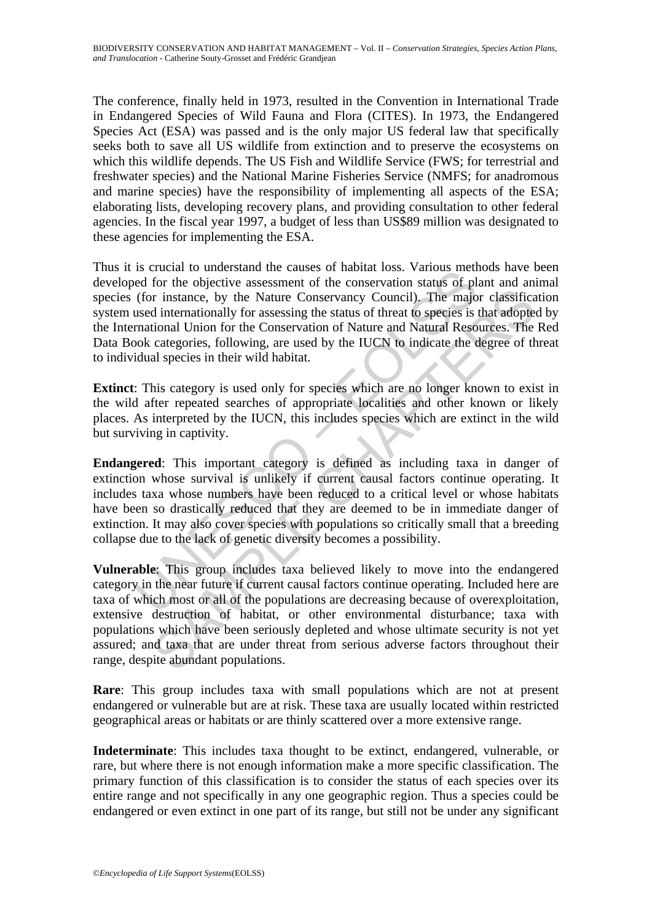The conference, finally held in 1973, resulted in the Convention in International Trade in Endangered Species of Wild Fauna and Flora (CITES). In 1973, the Endangered Species Act (ESA) was passed and is the only major US federal law that specifically seeks both to save all US wildlife from extinction and to preserve the ecosystems on which this wildlife depends. The US Fish and Wildlife Service (FWS; for terrestrial and freshwater species) and the National Marine Fisheries Service (NMFS; for anadromous and marine species) have the responsibility of implementing all aspects of the ESA; elaborating lists, developing recovery plans, and providing consultation to other federal agencies. In the fiscal year 1997, a budget of less than US$89 million was designated to these agencies for implementing the ESA.

Thus it is crucial to understand the causes of habitat loss. Various methods have been developed for the objective assessment of the conservation status of plant and animal species (for instance, by the Nature Conservancy Council). The major classification system used internationally for assessing the status of threat to species is that adopted by the International Union for the Conservation of Nature and Natural Resources. The Red Data Book categories, following, are used by the IUCN to indicate the degree of threat to individual species in their wild habitat.

**Extinct**: This category is used only for species which are no longer known to exist in the wild after repeated searches of appropriate localities and other known or likely places. As interpreted by the IUCN, this includes species which are extinct in the wild but surviving in captivity.

**Endangered**: This important category is defined as including taxa in danger of extinction whose survival is unlikely if current causal factors continue operating. It includes taxa whose numbers have been reduced to a critical level or whose habitats have been so drastically reduced that they are deemed to be in immediate danger of extinction. It may also cover species with populations so critically small that a breeding collapse due to the lack of genetic diversity becomes a possibility.

**Vulnerable**: This group includes taxa believed likely to move into the endangered category in the near future if current causal factors continue operating. Included here are taxa of which most or all of the populations are decreasing because of overexploitation, extensive destruction of habitat, or other environmental disturbance; taxa with populations which have been seriously depleted and whose ultimate security is not yet assured; and taxa that are under threat from serious adverse factors throughout their range, despite abundant populations.

**Rare**: This group includes taxa with small populations which are not at present endangered or vulnerable but are at risk. These taxa are usually located within restricted geographical areas or habitats or are thinly scattered over a more extensive range.

**Indeterminate**: This includes taxa thought to be extinct, endangered, vulnerable, or rare, but where there is not enough information make a more specific classification. The primary function of this classification is to consider the status of each species over its entire range and not specifically in any one geographic region. Thus a species could be endangered or even extinct in one part of its range, but still not be under any significant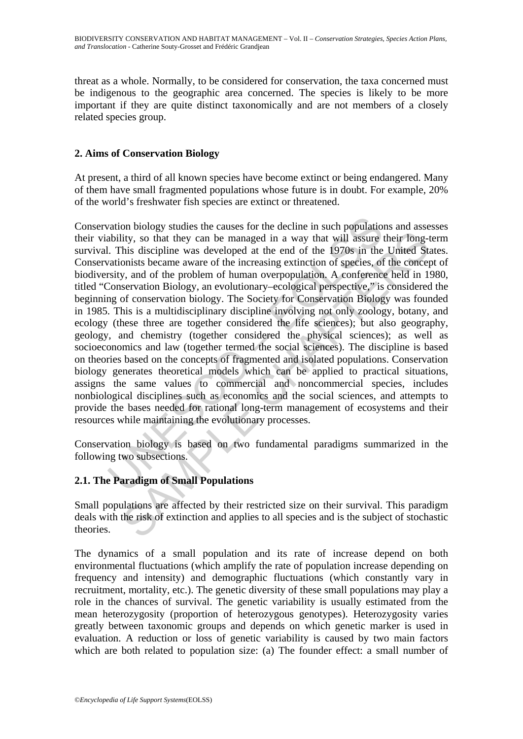threat as a whole. Normally, to be considered for conservation, the taxa concerned must be indigenous to the geographic area concerned. The species is likely to be more important if they are quite distinct taxonomically and are not members of a closely related species group.

## 2. Aims of Conservation Biology

At present, a third of all known species have become extinct or being endangered. Many of them have small fragmented populations whose future is in doubt. For example, 20% of the world's freshwater fish species are extinct or threatened.

Conservation biology studies the causes for the decline in such populations and assesses their viability, so that they can be managed in a way that will assure their long-term survival. This discipline was developed at the end of the 1970s in the United States. Conservationists became aware of the increasing extinction of species, of the concept of biodiversity, and of the problem of human overpopulation. A conference held in 1980, titled "Conservation Biology, an evolutionary–ecological perspective," is considered the beginning of conservation biology. The Society for Conservation Biology was founded in 1985. This is a multidisciplinary discipline involving not only zoology, botany, and ecology (these three are together considered the life sciences); but also geography, geology, and chemistry (together considered the physical sciences); as well as socioeconomics and law (together termed the social sciences). The discipline is based on theories based on the concepts of fragmented and isolated populations. Conservation biology generates theoretical models which can be applied to practical situations, assigns the same values to commercial and noncommercial species, includes nonbiological disciplines such as economics and the social sciences, and attempts to provide the bases needed for rational long-term management of ecosystems and their resources while maintaining the evolutionary processes.

Conservation biology is based on two fundamental paradigms summarized in the following two subsections.

### 2.1. The Paradigm of Small Populations

Small populations are affected by their restricted size on their survival. This paradigm deals with the risk of extinction and applies to all species and is the subject of stochastic theories.

The dynamics of a small population and its rate of increase depend on both environmental fluctuations (which amplify the rate of population increase depending on frequency and intensity) and demographic fluctuations (which constantly vary in recruitment, mortality, etc.). The genetic diversity of these small populations may play a role in the chances of survival. The genetic variability is usually estimated from the mean heterozygosity (proportion of heterozygous genotypes). Heterozygosity varies greatly between taxonomic groups and depends on which genetic marker is used in evaluation. A reduction or loss of genetic variability is caused by two main factors which are both related to population size: (a) The founder effect: a small number of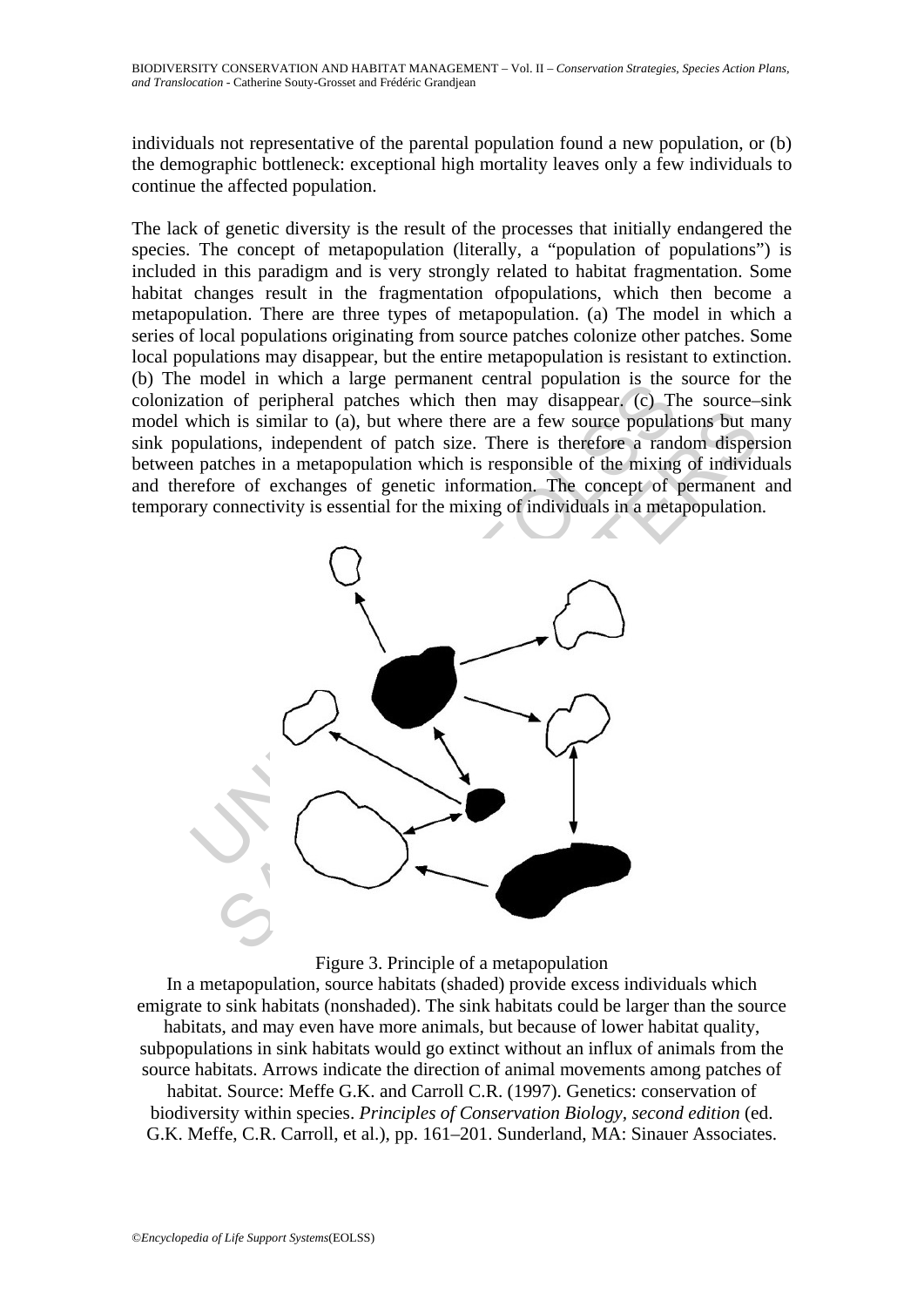individuals not representative of the parental population found a new population, or (b) the demographic bottleneck: exceptional high mortality leaves only a few individuals to continue the affected population.

The lack of genetic diversity is the result of the processes that initially endangered the species. The concept of metapopulation (literally, a "population of populations") is included in this paradigm and is very strongly related to habitat fragmentation. Some habitat changes result in the fragmentation ofpopulations, which then become a metapopulation. There are three types of metapopulation. (a) The model in which a series of local populations originating from source patches colonize other patches. Some local populations may disappear, but the entire metapopulation is resistant to extinction. (b) The model in which a large permanent central population is the source for the colonization of peripheral patches which then may disappear. (c) The source–sink model which is similar to (a), but where there are a few source populations but many sink populations, independent of patch size. There is therefore a random dispersion between patches in a metapopulation which is responsible of the mixing of individuals and therefore of exchanges of genetic information. The concept of permanent and temporary connectivity is essential for the mixing of individuals in a metapopulation.

Figure 3. Principle of a metapopulation

In a metapopulation, source habitats (shaded) provide excess individuals which emigrate to sink habitats (nonshaded). The sink habitats could be larger than the source habitats, and may even have more animals, but because of lower habitat quality, subpopulations in sink habitats would go extinct without an influx of animals from the source habitats. Arrows indicate the direction of animal movements among patches of habitat. Source: Meffe G.K. and Carroll C.R. (1997). Genetics: conservation of biodiversity within species. *Principles of Conservation Biology, second edition* (ed. G.K. Meffe, C.R. Carroll, et al.), pp. 161–201. Sunderland, MA: Sinauer Associates.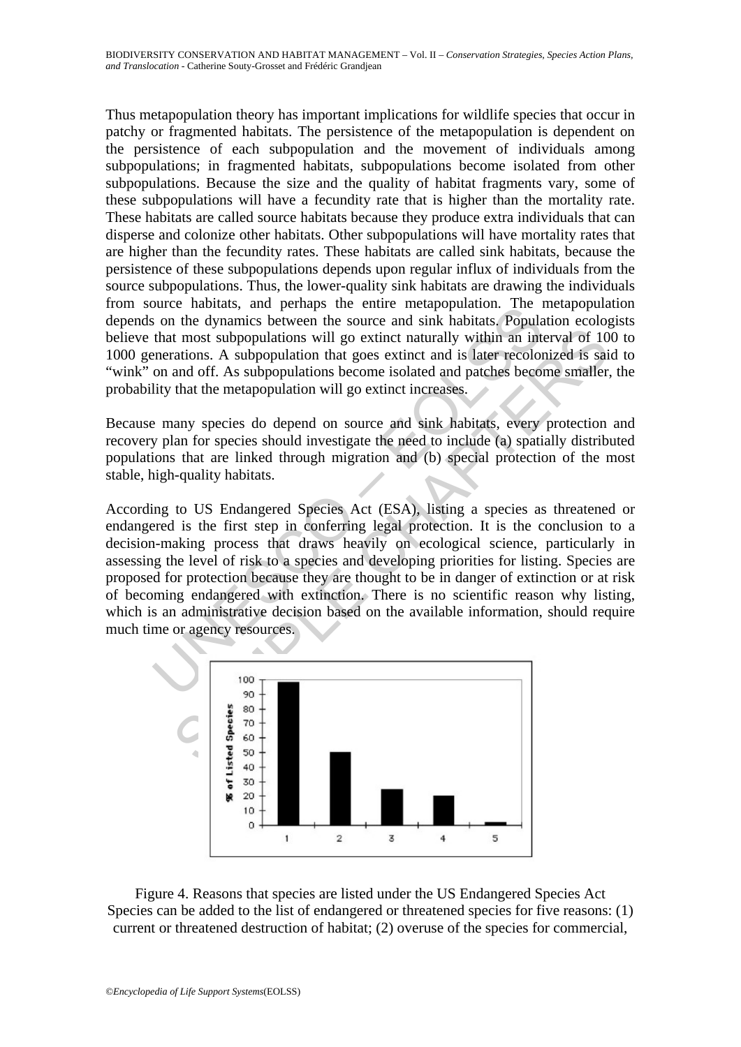Thus metapopulation theory has important implications for wildlife species that occur in patchy or fragmented habitats. The persistence of the metapopulation is dependent on the persistence of each subpopulation and the movement of individuals among subpopulations; in fragmented habitats, subpopulations become isolated from other subpopulations. Because the size and the quality of habitat fragments vary, some of these subpopulations will have a fecundity rate that is higher than the mortality rate. These habitats are called source habitats because they produce extra individuals that can disperse and colonize other habitats. Other subpopulations will have mortality rates that are higher than the fecundity rates. These habitats are called sink habitats, because the persistence of these subpopulations depends upon regular influx of individuals from the source subpopulations. Thus, the lower-quality sink habitats are drawing the individuals from source habitats, and perhaps the entire metapopulation. The metapopulation depends on the dynamics between the source and sink habitats. Population ecologists believe that most subpopulations will go extinct naturally within an interval of 100 to 1000 generations. A subpopulation that goes extinct and is later recolonized is said to "wink" on and off. As subpopulations become isolated and patches become smaller, the probability that the metapopulation will go extinct increases.

Because many species do depend on source and sink habitats, every protection and recovery plan for species should investigate the need to include (a) spatially distributed populations that are linked through migration and (b) special protection of the most stable, high-quality habitats.

According to US Endangered Species Act (ESA), listing a species as threatened or endangered is the first step in conferring legal protection. It is the conclusion to a decision-making process that draws heavily on ecological science, particularly in assessing the level of risk to a species and developing priorities for listing. Species are proposed for protection because they are thought to be in danger of extinction or at risk of becoming endangered with extinction. There is no scientific reason why listing, which is an administrative decision based on the available information, should require much time or agency resources.

Figure 4. Reasons that species are listed under the US Endangered Species Act
Species can be added to the list of endangered or threatened species for five reasons: (1) current or threatened destruction of habitat; (2) overuse of the species for commercial,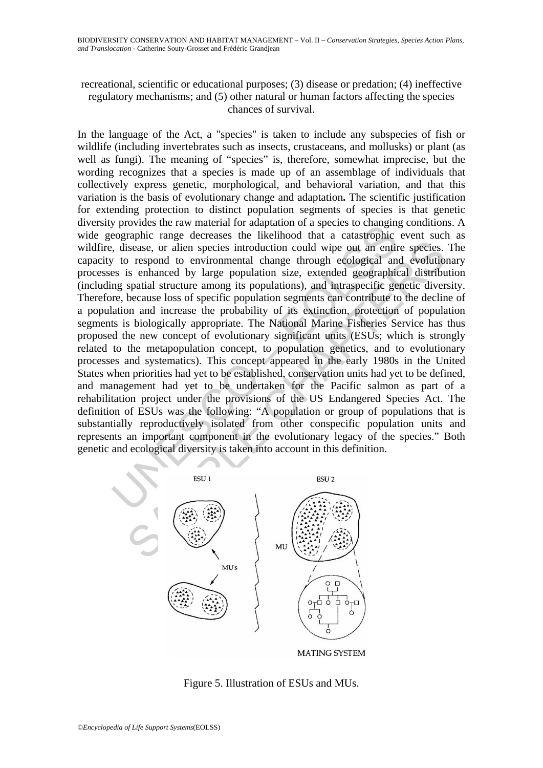recreational, scientific or educational purposes; (3) disease or predation; (4) ineffective regulatory mechanisms; and (5) other natural or human factors affecting the species chances of survival.

In the language of the Act, a "species" is taken to include any subspecies of fish or wildlife (including invertebrates such as insects, crustaceans, and mollusks) or plant (as well as fungi). The meaning of "species" is, therefore, somewhat imprecise, but the wording recognizes that a species is made up of an assemblage of individuals that collectively express genetic, morphological, and behavioral variation, and that this variation is the basis of evolutionary change and adaptation**.** The scientific justification for extending protection to distinct population segments of species is that genetic diversity provides the raw material for adaptation of a species to changing conditions. A wide geographic range decreases the likelihood that a catastrophic event such as wildfire, disease, or alien species introduction could wipe out an entire species. The capacity to respond to environmental change through ecological and evolutionary processes is enhanced by large population size, extended geographical distribution (including spatial structure among its populations), and intraspecific genetic diversity. Therefore, because loss of specific population segments can contribute to the decline of a population and increase the probability of its extinction, protection of population segments is biologically appropriate. The National Marine Fisheries Service has thus proposed the new concept of evolutionary significant units (ESUs; which is strongly related to the metapopulation concept, to population genetics, and to evolutionary processes and systematics). This concept appeared in the early 1980s in the United States when priorities had yet to be established, conservation units had yet to be defined, and management had yet to be undertaken for the Pacific salmon as part of a rehabilitation project under the provisions of the US Endangered Species Act. The definition of ESUs was the following: "A population or group of populations that is substantially reproductively isolated from other conspecific population units and represents an important component in the evolutionary legacy of the species." Both genetic and ecological diversity is taken into account in this definition.

Figure 5. Illustration of ESUs and MUs.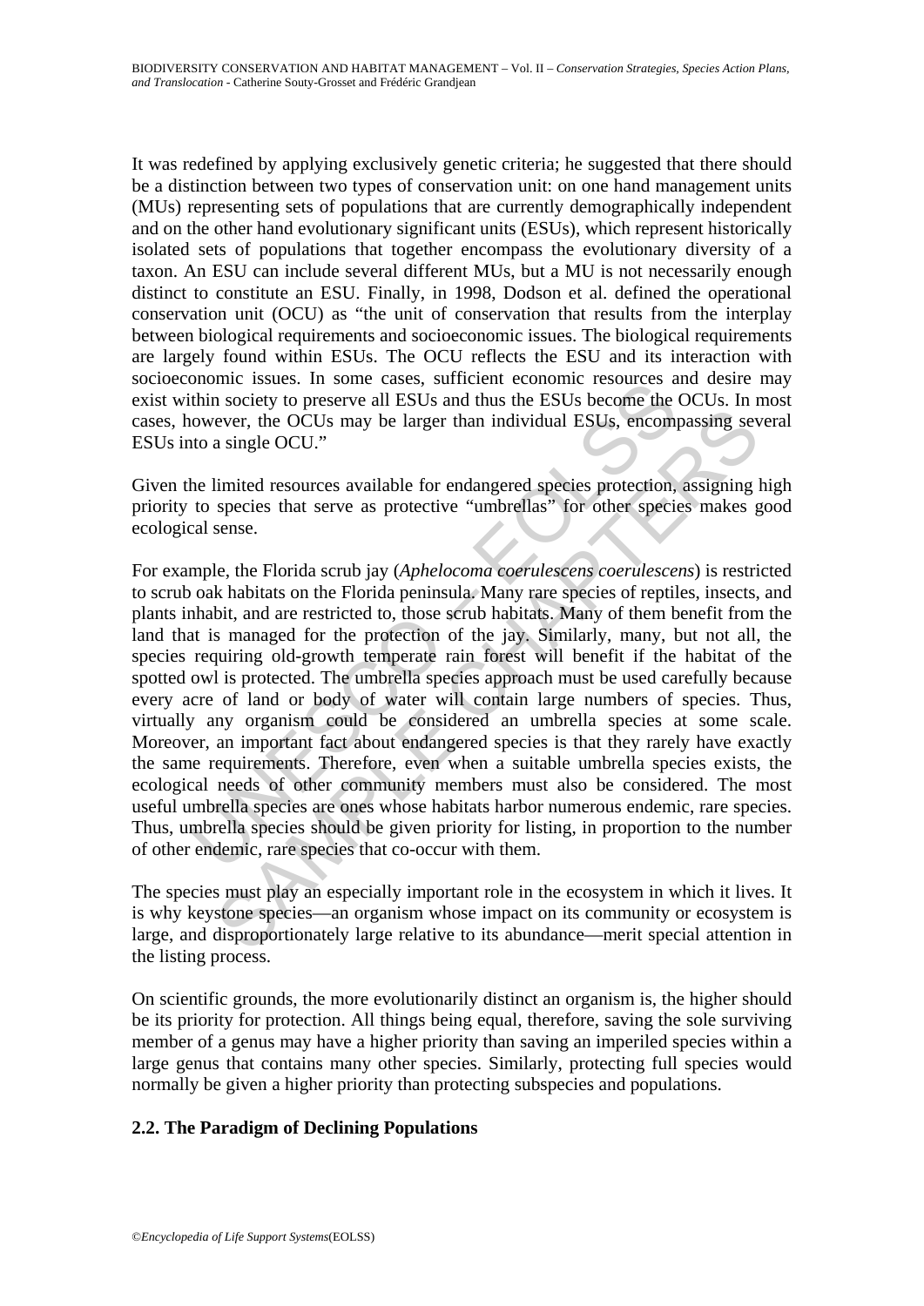It was redefined by applying exclusively genetic criteria; he suggested that there should be a distinction between two types of conservation unit: on one hand management units (MUs) representing sets of populations that are currently demographically independent and on the other hand evolutionary significant units (ESUs), which represent historically isolated sets of populations that together encompass the evolutionary diversity of a taxon. An ESU can include several different MUs, but a MU is not necessarily enough distinct to constitute an ESU. Finally, in 1998, Dodson et al. defined the operational conservation unit (OCU) as "the unit of conservation that results from the interplay between biological requirements and socioeconomic issues. The biological requirements are largely found within ESUs. The OCU reflects the ESU and its interaction with socioeconomic issues. In some cases, sufficient economic resources and desire may exist within society to preserve all ESUs and thus the ESUs become the OCUs. In most cases, however, the OCUs may be larger than individual ESUs, encompassing several ESUs into a single OCU."

Given the limited resources available for endangered species protection, assigning high priority to species that serve as protective "umbrellas" for other species makes good ecological sense.

For example, the Florida scrub jay (*Aphelocoma coerulescens coerulescens*) is restricted to scrub oak habitats on the Florida peninsula. Many rare species of reptiles, insects, and plants inhabit, and are restricted to, those scrub habitats. Many of them benefit from the land that is managed for the protection of the jay. Similarly, many, but not all, the species requiring old-growth temperate rain forest will benefit if the habitat of the spotted owl is protected. The umbrella species approach must be used carefully because every acre of land or body of water will contain large numbers of species. Thus, virtually any organism could be considered an umbrella species at some scale. Moreover, an important fact about endangered species is that they rarely have exactly the same requirements. Therefore, even when a suitable umbrella species exists, the ecological needs of other community members must also be considered. The most useful umbrella species are ones whose habitats harbor numerous endemic, rare species. Thus, umbrella species should be given priority for listing, in proportion to the number of other endemic, rare species that co-occur with them.

The species must play an especially important role in the ecosystem in which it lives. It is why keystone species—an organism whose impact on its community or ecosystem is large, and disproportionately large relative to its abundance—merit special attention in the listing process.

On scientific grounds, the more evolutionarily distinct an organism is, the higher should be its priority for protection. All things being equal, therefore, saving the sole surviving member of a genus may have a higher priority than saving an imperiled species within a large genus that contains many other species. Similarly, protecting full species would normally be given a higher priority than protecting subspecies and populations.

### 2.2. The Paradigm of Declining Populations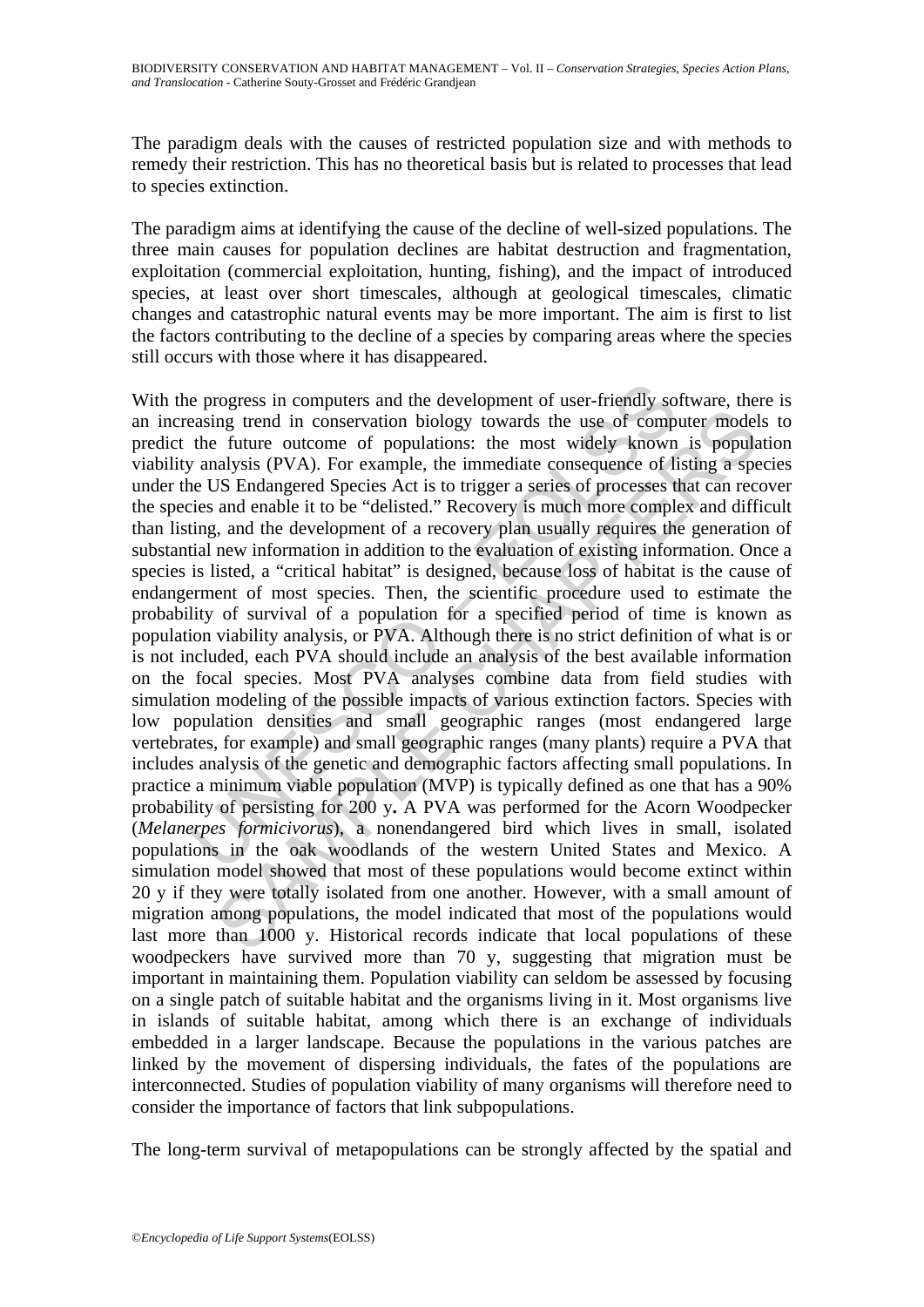The paradigm deals with the causes of restricted population size and with methods to remedy their restriction. This has no theoretical basis but is related to processes that lead to species extinction.

The paradigm aims at identifying the cause of the decline of well-sized populations. The three main causes for population declines are habitat destruction and fragmentation, exploitation (commercial exploitation, hunting, fishing), and the impact of introduced species, at least over short timescales, although at geological timescales, climatic changes and catastrophic natural events may be more important. The aim is first to list the factors contributing to the decline of a species by comparing areas where the species still occurs with those where it has disappeared.

With the progress in computers and the development of user-friendly software, there is an increasing trend in conservation biology towards the use of computer models to predict the future outcome of populations: the most widely known is population viability analysis (PVA). For example, the immediate consequence of listing a species under the US Endangered Species Act is to trigger a series of processes that can recover the species and enable it to be "delisted." Recovery is much more complex and difficult than listing, and the development of a recovery plan usually requires the generation of substantial new information in addition to the evaluation of existing information. Once a species is listed, a "critical habitat" is designed, because loss of habitat is the cause of endangerment of most species. Then, the scientific procedure used to estimate the probability of survival of a population for a specified period of time is known as population viability analysis, or PVA. Although there is no strict definition of what is or is not included, each PVA should include an analysis of the best available information on the focal species. Most PVA analyses combine data from field studies with simulation modeling of the possible impacts of various extinction factors. Species with low population densities and small geographic ranges (most endangered large vertebrates, for example) and small geographic ranges (many plants) require a PVA that includes analysis of the genetic and demographic factors affecting small populations. In practice a minimum viable population (MVP) is typically defined as one that has a 90% probability of persisting for 200 y**.** A PVA was performed for the Acorn Woodpecker (*Melanerpes formicivorus*), a nonendangered bird which lives in small, isolated populations in the oak woodlands of the western United States and Mexico. A simulation model showed that most of these populations would become extinct within 20 y if they were totally isolated from one another. However, with a small amount of migration among populations, the model indicated that most of the populations would last more than 1000 y. Historical records indicate that local populations of these woodpeckers have survived more than 70 y, suggesting that migration must be important in maintaining them. Population viability can seldom be assessed by focusing on a single patch of suitable habitat and the organisms living in it. Most organisms live in islands of suitable habitat, among which there is an exchange of individuals embedded in a larger landscape. Because the populations in the various patches are linked by the movement of dispersing individuals, the fates of the populations are interconnected. Studies of population viability of many organisms will therefore need to consider the importance of factors that link subpopulations.

The long-term survival of metapopulations can be strongly affected by the spatial and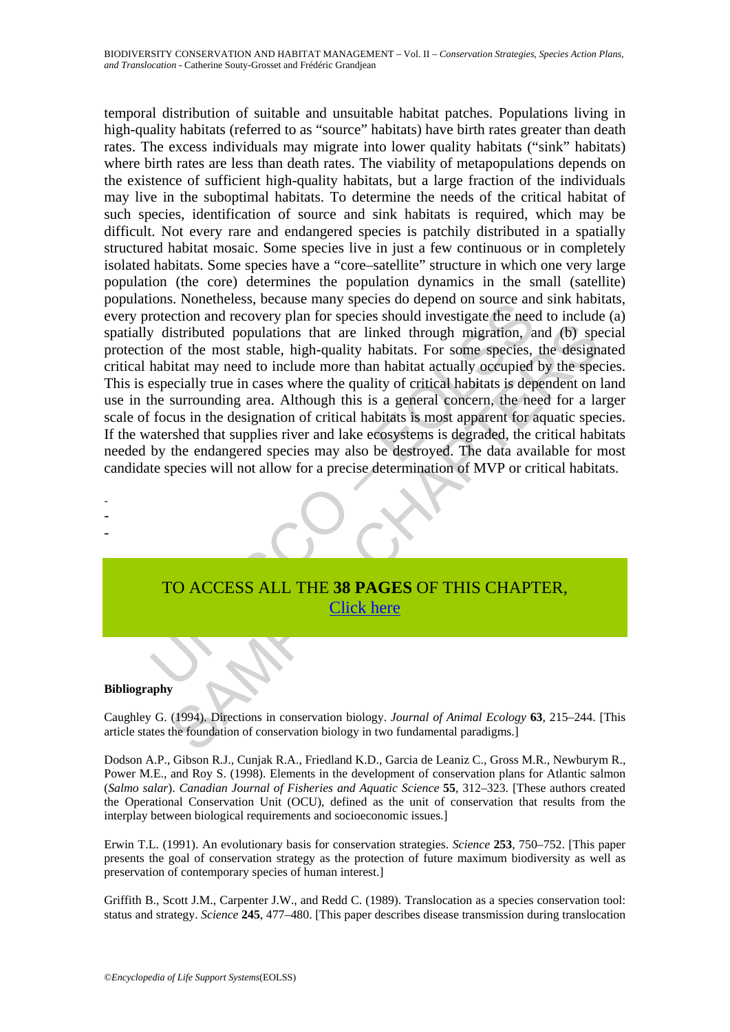temporal distribution of suitable and unsuitable habitat patches. Populations living in high-quality habitats (referred to as "source" habitats) have birth rates greater than death rates. The excess individuals may migrate into lower quality habitats ("sink" habitats) where birth rates are less than death rates. The viability of metapopulations depends on the existence of sufficient high-quality habitats, but a large fraction of the individuals may live in the suboptimal habitats. To determine the needs of the critical habitat of such species, identification of source and sink habitats is required, which may be difficult. Not every rare and endangered species is patchily distributed in a spatially structured habitat mosaic. Some species live in just a few continuous or in completely isolated habitats. Some species have a "core–satellite" structure in which one very large population (the core) determines the population dynamics in the small (satellite) populations. Nonetheless, because many species do depend on source and sink habitats, every protection and recovery plan for species should investigate the need to include (a) spatially distributed populations that are linked through migration, and (b) special protection of the most stable, high-quality habitats. For some species, the designated critical habitat may need to include more than habitat actually occupied by the species. This is especially true in cases where the quality of critical habitats is dependent on land use in the surrounding area. Although this is a general concern, the need for a larger scale of focus in the designation of critical habitats is most apparent for aquatic species. If the watershed that supplies river and lake ecosystems is degraded, the critical habitats needed by the endangered species may also be destroyed. The data available for most candidate species will not allow for a precise determination of MVP or critical habitats.

-
-
-

TO ACCESS ALL THE **38 PAGES** OF THIS CHAPTER,
Click here

**Bibliography**

Caughley G. (1994). Directions in conservation biology. *Journal of Animal Ecology* **63**, 215–244. [This article states the foundation of conservation biology in two fundamental paradigms.]

Dodson A.P., Gibson R.J., Cunjak R.A., Friedland K.D., Garcia de Leaniz C., Gross M.R., Newburym R., Power M.E., and Roy S. (1998). Elements in the development of conservation plans for Atlantic salmon (*Salmo salar*). *Canadian Journal of Fisheries and Aquatic Science* **55**, 312–323. [These authors created the Operational Conservation Unit (OCU), defined as the unit of conservation that results from the interplay between biological requirements and socioeconomic issues.]

Erwin T.L. (1991). An evolutionary basis for conservation strategies. *Science* **253**, 750–752. [This paper presents the goal of conservation strategy as the protection of future maximum biodiversity as well as preservation of contemporary species of human interest.]

Griffith B., Scott J.M., Carpenter J.W., and Redd C. (1989). Translocation as a species conservation tool: status and strategy. *Science* **245**, 477–480. [This paper describes disease transmission during translocation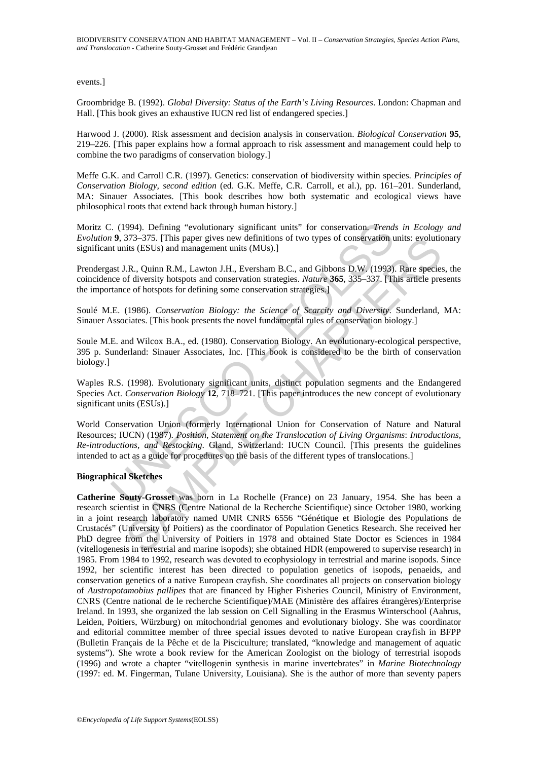events.]

Groombridge B. (1992). *Global Diversity: Status of the Earth's Living Resources*. London: Chapman and Hall. [This book gives an exhaustive IUCN red list of endangered species.]

Harwood J. (2000). Risk assessment and decision analysis in conservation. *Biological Conservation* **95**, 219–226. [This paper explains how a formal approach to risk assessment and management could help to combine the two paradigms of conservation biology.]

Meffe G.K. and Carroll C.R. (1997). Genetics: conservation of biodiversity within species. *Principles of Conservation Biology, second edition* (ed. G.K. Meffe, C.R. Carroll, et al.), pp. 161–201. Sunderland, MA: Sinauer Associates. [This book describes how both systematic and ecological views have philosophical roots that extend back through human history.]

Moritz C. (1994). Defining "evolutionary significant units" for conservation. *Trends in Ecology and Evolution* **9**, 373–375. [This paper gives new definitions of two types of conservation units: evolutionary significant units (ESUs) and management units (MUs).]

Prendergast J.R., Quinn R.M., Lawton J.H., Eversham B.C., and Gibbons D.W. (1993). Rare species, the coincidence of diversity hotspots and conservation strategies. *Nature* **365**, 335–337. [This article presents the importance of hotspots for defining some conservation strategies.]

Soulé M.E. (1986). *Conservation Biology: the Science of Scarcity and Diversity*. Sunderland, MA: Sinauer Associates. [This book presents the novel fundamental rules of conservation biology.]

Soule M.E. and Wilcox B.A., ed. (1980). Conservation Biology. An evolutionary-ecological perspective, 395 p. Sunderland: Sinauer Associates, Inc. [This book is considered to be the birth of conservation biology.]

Waples R.S. (1998). Evolutionary significant units, distinct population segments and the Endangered Species Act. *Conservation Biology* **12**, 718–721. [This paper introduces the new concept of evolutionary significant units (ESUs).]

World Conservation Union (formerly International Union for Conservation of Nature and Natural Resources; IUCN) (1987). *Position, Statement on the Translocation of Living Organisms*: *Introductions, Re-introductions, and Restocking*. Gland, Switzerland: IUCN Council. [This presents the guidelines intended to act as a guide for procedures on the basis of the different types of translocations.]

**Biographical Sketches**

**Catherine Souty-Grosset** was born in La Rochelle (France) on 23 January, 1954. She has been a research scientist in CNRS (Centre National de la Recherche Scientifique) since October 1980, working in a joint research laboratory named UMR CNRS 6556 "Génétique et Biologie des Populations de Crustacés" (University of Poitiers) as the coordinator of Population Genetics Research. She received her PhD degree from the University of Poitiers in 1978 and obtained State Doctor es Sciences in 1984 (vitellogenesis in terrestrial and marine isopods); she obtained HDR (empowered to supervise research) in 1985. From 1984 to 1992, research was devoted to ecophysiology in terrestrial and marine isopods. Since 1992, her scientific interest has been directed to population genetics of isopods, penaeids, and conservation genetics of a native European crayfish. She coordinates all projects on conservation biology of *Austropotamobius pallipes* that are financed by Higher Fisheries Council, Ministry of Environment, CNRS (Centre national de le recherche Scientifique)/MAE (Ministère des affaires étrangères)/Enterprise Ireland. In 1993, she organized the lab session on Cell Signalling in the Erasmus Winterschool (Aahrus, Leiden, Poitiers, Würzburg) on mitochondrial genomes and evolutionary biology. She was coordinator and editorial committee member of three special issues devoted to native European crayfish in BFPP (Bulletin Français de la Pêche et de la Pisciculture; translated, "knowledge and management of aquatic systems"). She wrote a book review for the American Zoologist on the biology of terrestrial isopods (1996) and wrote a chapter "vitellogenin synthesis in marine invertebrates" in *Marine Biotechnology* (1997: ed. M. Fingerman, Tulane University, Louisiana). She is the author of more than seventy papers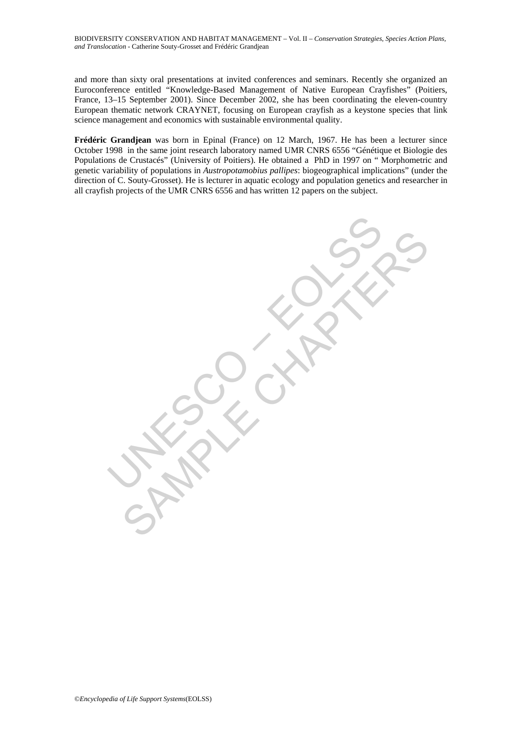and more than sixty oral presentations at invited conferences and seminars. Recently she organized an Euroconference entitled "Knowledge-Based Management of Native European Crayfishes" (Poitiers, France, 13–15 September 2001). Since December 2002, she has been coordinating the eleven-country European thematic network CRAYNET, focusing on European crayfish as a keystone species that link science management and economics with sustainable environmental quality.

**Frédéric Grandjean** was born in Epinal (France) on 12 March, 1967. He has been a lecturer since October 1998 in the same joint research laboratory named UMR CNRS 6556 "Génétique et Biologie des Populations de Crustacés" (University of Poitiers). He obtained a PhD in 1997 on " Morphometric and genetic variability of populations in *Austropotamobius pallipes*: biogeographical implications" (under the direction of C. Souty-Grosset). He is lecturer in aquatic ecology and population genetics and researcher in all crayfish projects of the UMR CNRS 6556 and has written 12 papers on the subject.